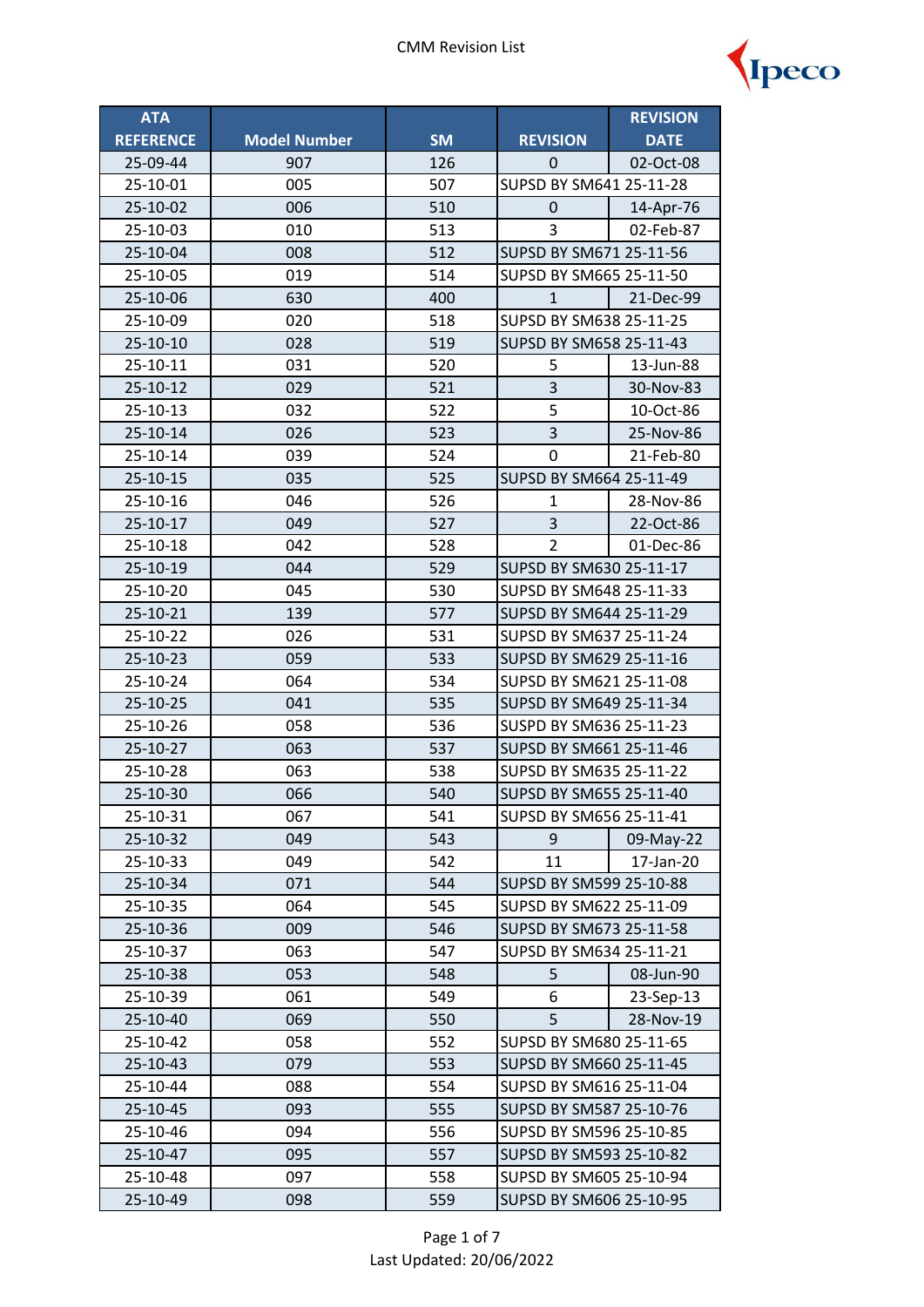# CMM Revision List

| ATA REFERENCE | Model Number | SM | REVISION | REVISION DATE |
|---|---|---|---|---|
| 25-09-44 | 907 | 126 | 0 | 02-Oct-08 |
| 25-10-01 | 005 | 507 | SUPSD BY SM641 25-11-28 | |
| 25-10-02 | 006 | 510 | 0 | 14-Apr-76 |
| 25-10-03 | 010 | 513 | 3 | 02-Feb-87 |
| 25-10-04 | 008 | 512 | SUPSD BY SM671 25-11-56 | |
| 25-10-05 | 019 | 514 | SUPSD BY SM665 25-11-50 | |
| 25-10-06 | 630 | 400 | 1 | 21-Dec-99 |
| 25-10-09 | 020 | 518 | SUPSD BY SM638 25-11-25 | |
| 25-10-10 | 028 | 519 | SUPSD BY SM658 25-11-43 | |
| 25-10-11 | 031 | 520 | 5 | 13-Jun-88 |
| 25-10-12 | 029 | 521 | 3 | 30-Nov-83 |
| 25-10-13 | 032 | 522 | 5 | 10-Oct-86 |
| 25-10-14 | 026 | 523 | 3 | 25-Nov-86 |
| 25-10-14 | 039 | 524 | 0 | 21-Feb-80 |
| 25-10-15 | 035 | 525 | SUPSD BY SM664 25-11-49 | |
| 25-10-16 | 046 | 526 | 1 | 28-Nov-86 |
| 25-10-17 | 049 | 527 | 3 | 22-Oct-86 |
| 25-10-18 | 042 | 528 | 2 | 01-Dec-86 |
| 25-10-19 | 044 | 529 | SUPSD BY SM630 25-11-17 | |
| 25-10-20 | 045 | 530 | SUPSD BY SM648 25-11-33 | |
| 25-10-21 | 139 | 577 | SUPSD BY SM644 25-11-29 | |
| 25-10-22 | 026 | 531 | SUPSD BY SM637 25-11-24 | |
| 25-10-23 | 059 | 533 | SUPSD BY SM629 25-11-16 | |
| 25-10-24 | 064 | 534 | SUPSD BY SM621 25-11-08 | |
| 25-10-25 | 041 | 535 | SUPSD BY SM649 25-11-34 | |
| 25-10-26 | 058 | 536 | SUSPD BY SM636 25-11-23 | |
| 25-10-27 | 063 | 537 | SUPSD BY SM661 25-11-46 | |
| 25-10-28 | 063 | 538 | SUPSD BY SM635 25-11-22 | |
| 25-10-30 | 066 | 540 | SUPSD BY SM655 25-11-40 | |
| 25-10-31 | 067 | 541 | SUPSD BY SM656 25-11-41 | |
| 25-10-32 | 049 | 543 | 9 | 09-May-22 |
| 25-10-33 | 049 | 542 | 11 | 17-Jan-20 |
| 25-10-34 | 071 | 544 | SUPSD BY SM599 25-10-88 | |
| 25-10-35 | 064 | 545 | SUPSD BY SM622 25-11-09 | |
| 25-10-36 | 009 | 546 | SUPSD BY SM673 25-11-58 | |
| 25-10-37 | 063 | 547 | SUPSD BY SM634 25-11-21 | |
| 25-10-38 | 053 | 548 | 5 | 08-Jun-90 |
| 25-10-39 | 061 | 549 | 6 | 23-Sep-13 |
| 25-10-40 | 069 | 550 | 5 | 28-Nov-19 |
| 25-10-42 | 058 | 552 | SUPSD BY SM680 25-11-65 | |
| 25-10-43 | 079 | 553 | SUPSD BY SM660 25-11-45 | |
| 25-10-44 | 088 | 554 | SUPSD BY SM616 25-11-04 | |
| 25-10-45 | 093 | 555 | SUPSD BY SM587 25-10-76 | |
| 25-10-46 | 094 | 556 | SUPSD BY SM596 25-10-85 | |
| 25-10-47 | 095 | 557 | SUPSD BY SM593 25-10-82 | |
| 25-10-48 | 097 | 558 | SUPSD BY SM605 25-10-94 | |
| 25-10-49 | 098 | 559 | SUPSD BY SM606 25-10-95 | |

Last Updated: 20/06/2022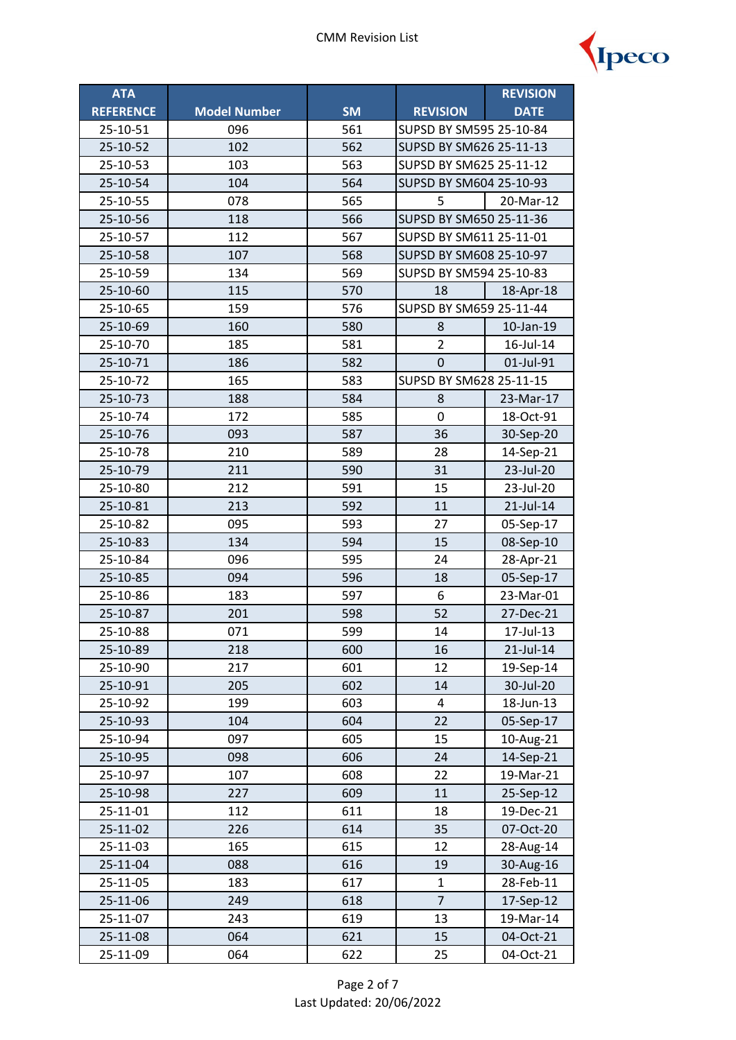CMM Revision List

| ATA REFERENCE | Model Number | SM | REVISION | REVISION DATE |
|---|---|---|---|---|
| 25-10-51 | 096 | 561 | SUPSD BY SM595 25-10-84 | |
| 25-10-52 | 102 | 562 | SUPSD BY SM626 25-11-13 | |
| 25-10-53 | 103 | 563 | SUPSD BY SM625 25-11-12 | |
| 25-10-54 | 104 | 564 | SUPSD BY SM604 25-10-93 | |
| 25-10-55 | 078 | 565 | 5 | 20-Mar-12 |
| 25-10-56 | 118 | 566 | SUPSD BY SM650 25-11-36 | |
| 25-10-57 | 112 | 567 | SUPSD BY SM611 25-11-01 | |
| 25-10-58 | 107 | 568 | SUPSD BY SM608 25-10-97 | |
| 25-10-59 | 134 | 569 | SUPSD BY SM594 25-10-83 | |
| 25-10-60 | 115 | 570 | 18 | 18-Apr-18 |
| 25-10-65 | 159 | 576 | SUPSD BY SM659 25-11-44 | |
| 25-10-69 | 160 | 580 | 8 | 10-Jan-19 |
| 25-10-70 | 185 | 581 | 2 | 16-Jul-14 |
| 25-10-71 | 186 | 582 | 0 | 01-Jul-91 |
| 25-10-72 | 165 | 583 | SUPSD BY SM628 25-11-15 | |
| 25-10-73 | 188 | 584 | 8 | 23-Mar-17 |
| 25-10-74 | 172 | 585 | 0 | 18-Oct-91 |
| 25-10-76 | 093 | 587 | 36 | 30-Sep-20 |
| 25-10-78 | 210 | 589 | 28 | 14-Sep-21 |
| 25-10-79 | 211 | 590 | 31 | 23-Jul-20 |
| 25-10-80 | 212 | 591 | 15 | 23-Jul-20 |
| 25-10-81 | 213 | 592 | 11 | 21-Jul-14 |
| 25-10-82 | 095 | 593 | 27 | 05-Sep-17 |
| 25-10-83 | 134 | 594 | 15 | 08-Sep-10 |
| 25-10-84 | 096 | 595 | 24 | 28-Apr-21 |
| 25-10-85 | 094 | 596 | 18 | 05-Sep-17 |
| 25-10-86 | 183 | 597 | 6 | 23-Mar-01 |
| 25-10-87 | 201 | 598 | 52 | 27-Dec-21 |
| 25-10-88 | 071 | 599 | 14 | 17-Jul-13 |
| 25-10-89 | 218 | 600 | 16 | 21-Jul-14 |
| 25-10-90 | 217 | 601 | 12 | 19-Sep-14 |
| 25-10-91 | 205 | 602 | 14 | 30-Jul-20 |
| 25-10-92 | 199 | 603 | 4 | 18-Jun-13 |
| 25-10-93 | 104 | 604 | 22 | 05-Sep-17 |
| 25-10-94 | 097 | 605 | 15 | 10-Aug-21 |
| 25-10-95 | 098 | 606 | 24 | 14-Sep-21 |
| 25-10-97 | 107 | 608 | 22 | 19-Mar-21 |
| 25-10-98 | 227 | 609 | 11 | 25-Sep-12 |
| 25-11-01 | 112 | 611 | 18 | 19-Dec-21 |
| 25-11-02 | 226 | 614 | 35 | 07-Oct-20 |
| 25-11-03 | 165 | 615 | 12 | 28-Aug-14 |
| 25-11-04 | 088 | 616 | 19 | 30-Aug-16 |
| 25-11-05 | 183 | 617 | 1 | 28-Feb-11 |
| 25-11-06 | 249 | 618 | 7 | 17-Sep-12 |
| 25-11-07 | 243 | 619 | 13 | 19-Mar-14 |
| 25-11-08 | 064 | 621 | 15 | 04-Oct-21 |
| 25-11-09 | 064 | 622 | 25 | 04-Oct-21 |

Last Updated: 20/06/2022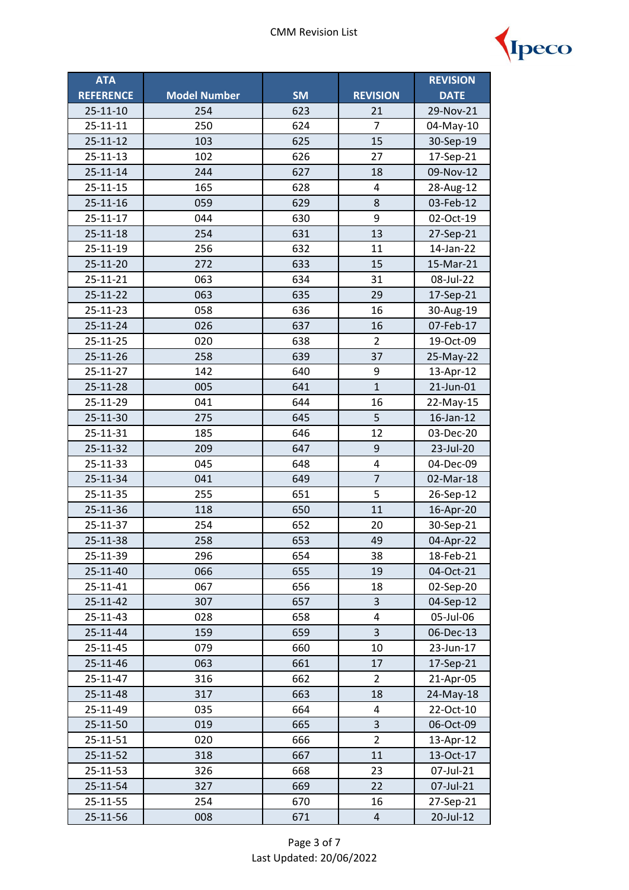# CMM Revision List

| ATA REFERENCE | Model Number | SM | REVISION | REVISION DATE |
|---|---|---|---|---|
| 25-11-10 | 254 | 623 | 21 | 29-Nov-21 |
| 25-11-11 | 250 | 624 | 7 | 04-May-10 |
| 25-11-12 | 103 | 625 | 15 | 30-Sep-19 |
| 25-11-13 | 102 | 626 | 27 | 17-Sep-21 |
| 25-11-14 | 244 | 627 | 18 | 09-Nov-12 |
| 25-11-15 | 165 | 628 | 4 | 28-Aug-12 |
| 25-11-16 | 059 | 629 | 8 | 03-Feb-12 |
| 25-11-17 | 044 | 630 | 9 | 02-Oct-19 |
| 25-11-18 | 254 | 631 | 13 | 27-Sep-21 |
| 25-11-19 | 256 | 632 | 11 | 14-Jan-22 |
| 25-11-20 | 272 | 633 | 15 | 15-Mar-21 |
| 25-11-21 | 063 | 634 | 31 | 08-Jul-22 |
| 25-11-22 | 063 | 635 | 29 | 17-Sep-21 |
| 25-11-23 | 058 | 636 | 16 | 30-Aug-19 |
| 25-11-24 | 026 | 637 | 16 | 07-Feb-17 |
| 25-11-25 | 020 | 638 | 2 | 19-Oct-09 |
| 25-11-26 | 258 | 639 | 37 | 25-May-22 |
| 25-11-27 | 142 | 640 | 9 | 13-Apr-12 |
| 25-11-28 | 005 | 641 | 1 | 21-Jun-01 |
| 25-11-29 | 041 | 644 | 16 | 22-May-15 |
| 25-11-30 | 275 | 645 | 5 | 16-Jan-12 |
| 25-11-31 | 185 | 646 | 12 | 03-Dec-20 |
| 25-11-32 | 209 | 647 | 9 | 23-Jul-20 |
| 25-11-33 | 045 | 648 | 4 | 04-Dec-09 |
| 25-11-34 | 041 | 649 | 7 | 02-Mar-18 |
| 25-11-35 | 255 | 651 | 5 | 26-Sep-12 |
| 25-11-36 | 118 | 650 | 11 | 16-Apr-20 |
| 25-11-37 | 254 | 652 | 20 | 30-Sep-21 |
| 25-11-38 | 258 | 653 | 49 | 04-Apr-22 |
| 25-11-39 | 296 | 654 | 38 | 18-Feb-21 |
| 25-11-40 | 066 | 655 | 19 | 04-Oct-21 |
| 25-11-41 | 067 | 656 | 18 | 02-Sep-20 |
| 25-11-42 | 307 | 657 | 3 | 04-Sep-12 |
| 25-11-43 | 028 | 658 | 4 | 05-Jul-06 |
| 25-11-44 | 159 | 659 | 3 | 06-Dec-13 |
| 25-11-45 | 079 | 660 | 10 | 23-Jun-17 |
| 25-11-46 | 063 | 661 | 17 | 17-Sep-21 |
| 25-11-47 | 316 | 662 | 2 | 21-Apr-05 |
| 25-11-48 | 317 | 663 | 18 | 24-May-18 |
| 25-11-49 | 035 | 664 | 4 | 22-Oct-10 |
| 25-11-50 | 019 | 665 | 3 | 06-Oct-09 |
| 25-11-51 | 020 | 666 | 2 | 13-Apr-12 |
| 25-11-52 | 318 | 667 | 11 | 13-Oct-17 |
| 25-11-53 | 326 | 668 | 23 | 07-Jul-21 |
| 25-11-54 | 327 | 669 | 22 | 07-Jul-21 |
| 25-11-55 | 254 | 670 | 16 | 27-Sep-21 |
| 25-11-56 | 008 | 671 | 4 | 20-Jul-12 |

Last Updated: 20/06/2022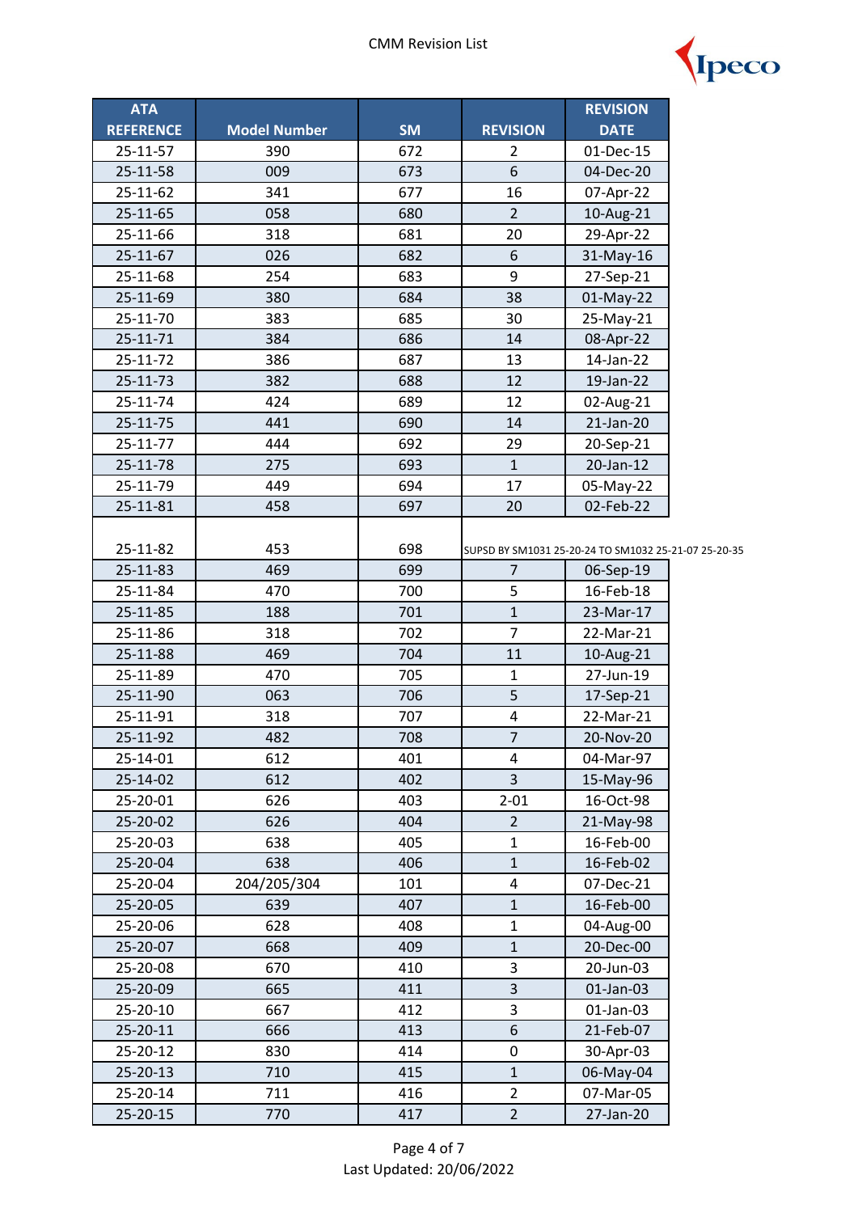CMM Revision List

| ATA REFERENCE | Model Number | SM | REVISION | REVISION DATE |
|---|---|---|---|---|
| 25-11-57 | 390 | 672 | 2 | 01-Dec-15 |
| 25-11-58 | 009 | 673 | 6 | 04-Dec-20 |
| 25-11-62 | 341 | 677 | 16 | 07-Apr-22 |
| 25-11-65 | 058 | 680 | 2 | 10-Aug-21 |
| 25-11-66 | 318 | 681 | 20 | 29-Apr-22 |
| 25-11-67 | 026 | 682 | 6 | 31-May-16 |
| 25-11-68 | 254 | 683 | 9 | 27-Sep-21 |
| 25-11-69 | 380 | 684 | 38 | 01-May-22 |
| 25-11-70 | 383 | 685 | 30 | 25-May-21 |
| 25-11-71 | 384 | 686 | 14 | 08-Apr-22 |
| 25-11-72 | 386 | 687 | 13 | 14-Jan-22 |
| 25-11-73 | 382 | 688 | 12 | 19-Jan-22 |
| 25-11-74 | 424 | 689 | 12 | 02-Aug-21 |
| 25-11-75 | 441 | 690 | 14 | 21-Jan-20 |
| 25-11-77 | 444 | 692 | 29 | 20-Sep-21 |
| 25-11-78 | 275 | 693 | 1 | 20-Jan-12 |
| 25-11-79 | 449 | 694 | 17 | 05-May-22 |
| 25-11-81 | 458 | 697 | 20 | 02-Feb-22 |
| 25-11-82 | 453 | 698 | SUPSD BY SM1031 25-20-24 TO SM1032 25-21-07 25-20-35 | |
| 25-11-83 | 469 | 699 | 7 | 06-Sep-19 |
| 25-11-84 | 470 | 700 | 5 | 16-Feb-18 |
| 25-11-85 | 188 | 701 | 1 | 23-Mar-17 |
| 25-11-86 | 318 | 702 | 7 | 22-Mar-21 |
| 25-11-88 | 469 | 704 | 11 | 10-Aug-21 |
| 25-11-89 | 470 | 705 | 1 | 27-Jun-19 |
| 25-11-90 | 063 | 706 | 5 | 17-Sep-21 |
| 25-11-91 | 318 | 707 | 4 | 22-Mar-21 |
| 25-11-92 | 482 | 708 | 7 | 20-Nov-20 |
| 25-14-01 | 612 | 401 | 4 | 04-Mar-97 |
| 25-14-02 | 612 | 402 | 3 | 15-May-96 |
| 25-20-01 | 626 | 403 | 2-01 | 16-Oct-98 |
| 25-20-02 | 626 | 404 | 2 | 21-May-98 |
| 25-20-03 | 638 | 405 | 1 | 16-Feb-00 |
| 25-20-04 | 638 | 406 | 1 | 16-Feb-02 |
| 25-20-04 | 204/205/304 | 101 | 4 | 07-Dec-21 |
| 25-20-05 | 639 | 407 | 1 | 16-Feb-00 |
| 25-20-06 | 628 | 408 | 1 | 04-Aug-00 |
| 25-20-07 | 668 | 409 | 1 | 20-Dec-00 |
| 25-20-08 | 670 | 410 | 3 | 20-Jun-03 |
| 25-20-09 | 665 | 411 | 3 | 01-Jan-03 |
| 25-20-10 | 667 | 412 | 3 | 01-Jan-03 |
| 25-20-11 | 666 | 413 | 6 | 21-Feb-07 |
| 25-20-12 | 830 | 414 | 0 | 30-Apr-03 |
| 25-20-13 | 710 | 415 | 1 | 06-May-04 |
| 25-20-14 | 711 | 416 | 2 | 07-Mar-05 |
| 25-20-15 | 770 | 417 | 2 | 27-Jan-20 |

Last Updated: 20/06/2022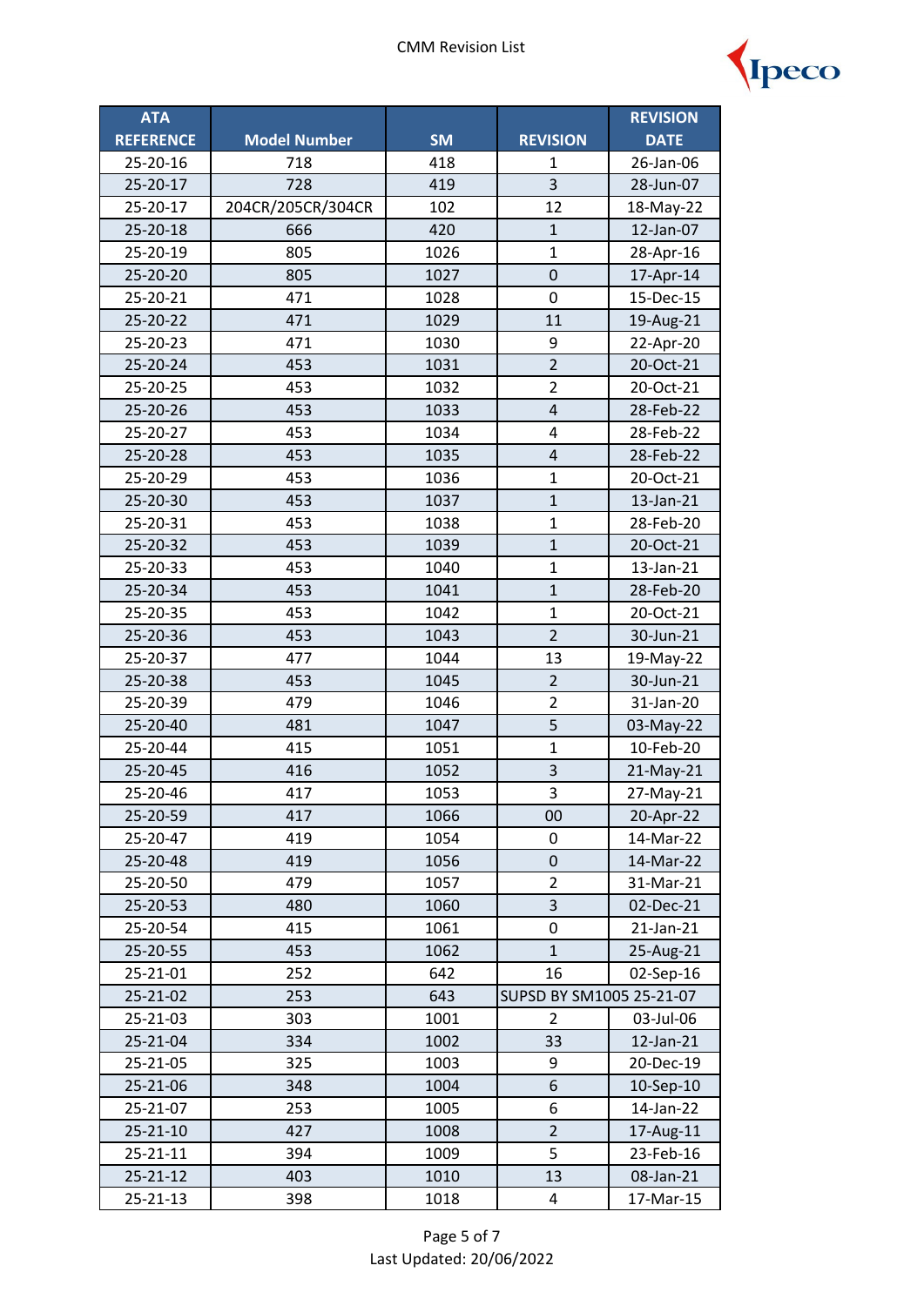| ATA REFERENCE | Model Number | SM | REVISION | REVISION DATE |
|---|---|---|---|---|
| 25-20-16 | 718 | 418 | 1 | 26-Jan-06 |
| 25-20-17 | 728 | 419 | 3 | 28-Jun-07 |
| 25-20-17 | 204CR/205CR/304CR | 102 | 12 | 18-May-22 |
| 25-20-18 | 666 | 420 | 1 | 12-Jan-07 |
| 25-20-19 | 805 | 1026 | 1 | 28-Apr-16 |
| 25-20-20 | 805 | 1027 | 0 | 17-Apr-14 |
| 25-20-21 | 471 | 1028 | 0 | 15-Dec-15 |
| 25-20-22 | 471 | 1029 | 11 | 19-Aug-21 |
| 25-20-23 | 471 | 1030 | 9 | 22-Apr-20 |
| 25-20-24 | 453 | 1031 | 2 | 20-Oct-21 |
| 25-20-25 | 453 | 1032 | 2 | 20-Oct-21 |
| 25-20-26 | 453 | 1033 | 4 | 28-Feb-22 |
| 25-20-27 | 453 | 1034 | 4 | 28-Feb-22 |
| 25-20-28 | 453 | 1035 | 4 | 28-Feb-22 |
| 25-20-29 | 453 | 1036 | 1 | 20-Oct-21 |
| 25-20-30 | 453 | 1037 | 1 | 13-Jan-21 |
| 25-20-31 | 453 | 1038 | 1 | 28-Feb-20 |
| 25-20-32 | 453 | 1039 | 1 | 20-Oct-21 |
| 25-20-33 | 453 | 1040 | 1 | 13-Jan-21 |
| 25-20-34 | 453 | 1041 | 1 | 28-Feb-20 |
| 25-20-35 | 453 | 1042 | 1 | 20-Oct-21 |
| 25-20-36 | 453 | 1043 | 2 | 30-Jun-21 |
| 25-20-37 | 477 | 1044 | 13 | 19-May-22 |
| 25-20-38 | 453 | 1045 | 2 | 30-Jun-21 |
| 25-20-39 | 479 | 1046 | 2 | 31-Jan-20 |
| 25-20-40 | 481 | 1047 | 5 | 03-May-22 |
| 25-20-44 | 415 | 1051 | 1 | 10-Feb-20 |
| 25-20-45 | 416 | 1052 | 3 | 21-May-21 |
| 25-20-46 | 417 | 1053 | 3 | 27-May-21 |
| 25-20-59 | 417 | 1066 | 00 | 20-Apr-22 |
| 25-20-47 | 419 | 1054 | 0 | 14-Mar-22 |
| 25-20-48 | 419 | 1056 | 0 | 14-Mar-22 |
| 25-20-50 | 479 | 1057 | 2 | 31-Mar-21 |
| 25-20-53 | 480 | 1060 | 3 | 02-Dec-21 |
| 25-20-54 | 415 | 1061 | 0 | 21-Jan-21 |
| 25-20-55 | 453 | 1062 | 1 | 25-Aug-21 |
| 25-21-01 | 252 | 642 | 16 | 02-Sep-16 |
| 25-21-02 | 253 | 643 | SUPSD BY SM1005 25-21-07 | |
| 25-21-03 | 303 | 1001 | 2 | 03-Jul-06 |
| 25-21-04 | 334 | 1002 | 33 | 12-Jan-21 |
| 25-21-05 | 325 | 1003 | 9 | 20-Dec-19 |
| 25-21-06 | 348 | 1004 | 6 | 10-Sep-10 |
| 25-21-07 | 253 | 1005 | 6 | 14-Jan-22 |
| 25-21-10 | 427 | 1008 | 2 | 17-Aug-11 |
| 25-21-11 | 394 | 1009 | 5 | 23-Feb-16 |
| 25-21-12 | 403 | 1010 | 13 | 08-Jan-21 |
| 25-21-13 | 398 | 1018 | 4 | 17-Mar-15 |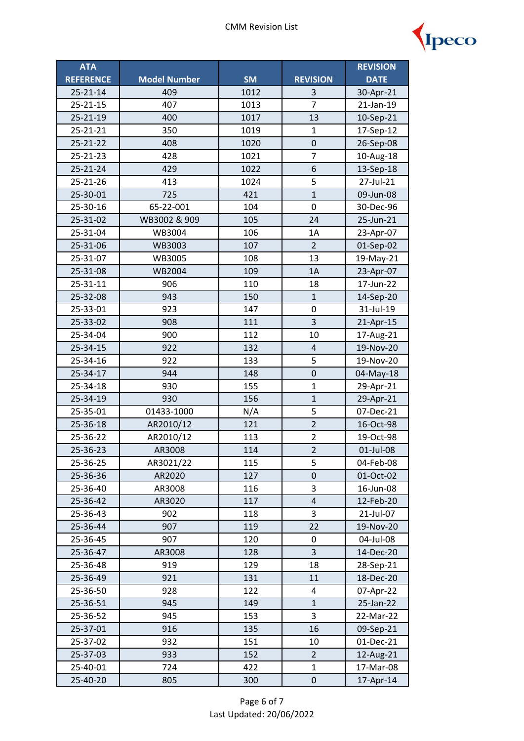# CMM Revision List

| ATA REFERENCE | Model Number | SM | REVISION | REVISION DATE |
|---|---|---|---|---|
| 25-21-14 | 409 | 1012 | 3 | 30-Apr-21 |
| 25-21-15 | 407 | 1013 | 7 | 21-Jan-19 |
| 25-21-19 | 400 | 1017 | 13 | 10-Sep-21 |
| 25-21-21 | 350 | 1019 | 1 | 17-Sep-12 |
| 25-21-22 | 408 | 1020 | 0 | 26-Sep-08 |
| 25-21-23 | 428 | 1021 | 7 | 10-Aug-18 |
| 25-21-24 | 429 | 1022 | 6 | 13-Sep-18 |
| 25-21-26 | 413 | 1024 | 5 | 27-Jul-21 |
| 25-30-01 | 725 | 421 | 1 | 09-Jun-08 |
| 25-30-16 | 65-22-001 | 104 | 0 | 30-Dec-96 |
| 25-31-02 | WB3002 & 909 | 105 | 24 | 25-Jun-21 |
| 25-31-04 | WB3004 | 106 | 1A | 23-Apr-07 |
| 25-31-06 | WB3003 | 107 | 2 | 01-Sep-02 |
| 25-31-07 | WB3005 | 108 | 13 | 19-May-21 |
| 25-31-08 | WB2004 | 109 | 1A | 23-Apr-07 |
| 25-31-11 | 906 | 110 | 18 | 17-Jun-22 |
| 25-32-08 | 943 | 150 | 1 | 14-Sep-20 |
| 25-33-01 | 923 | 147 | 0 | 31-Jul-19 |
| 25-33-02 | 908 | 111 | 3 | 21-Apr-15 |
| 25-34-04 | 900 | 112 | 10 | 17-Aug-21 |
| 25-34-15 | 922 | 132 | 4 | 19-Nov-20 |
| 25-34-16 | 922 | 133 | 5 | 19-Nov-20 |
| 25-34-17 | 944 | 148 | 0 | 04-May-18 |
| 25-34-18 | 930 | 155 | 1 | 29-Apr-21 |
| 25-34-19 | 930 | 156 | 1 | 29-Apr-21 |
| 25-35-01 | 01433-1000 | N/A | 5 | 07-Dec-21 |
| 25-36-18 | AR2010/12 | 121 | 2 | 16-Oct-98 |
| 25-36-22 | AR2010/12 | 113 | 2 | 19-Oct-98 |
| 25-36-23 | AR3008 | 114 | 2 | 01-Jul-08 |
| 25-36-25 | AR3021/22 | 115 | 5 | 04-Feb-08 |
| 25-36-36 | AR2020 | 127 | 0 | 01-Oct-02 |
| 25-36-40 | AR3008 | 116 | 3 | 16-Jun-08 |
| 25-36-42 | AR3020 | 117 | 4 | 12-Feb-20 |
| 25-36-43 | 902 | 118 | 3 | 21-Jul-07 |
| 25-36-44 | 907 | 119 | 22 | 19-Nov-20 |
| 25-36-45 | 907 | 120 | 0 | 04-Jul-08 |
| 25-36-47 | AR3008 | 128 | 3 | 14-Dec-20 |
| 25-36-48 | 919 | 129 | 18 | 28-Sep-21 |
| 25-36-49 | 921 | 131 | 11 | 18-Dec-20 |
| 25-36-50 | 928 | 122 | 4 | 07-Apr-22 |
| 25-36-51 | 945 | 149 | 1 | 25-Jan-22 |
| 25-36-52 | 945 | 153 | 3 | 22-Mar-22 |
| 25-37-01 | 916 | 135 | 16 | 09-Sep-21 |
| 25-37-02 | 932 | 151 | 10 | 01-Dec-21 |
| 25-37-03 | 933 | 152 | 2 | 12-Aug-21 |
| 25-40-01 | 724 | 422 | 1 | 17-Mar-08 |
| 25-40-20 | 805 | 300 | 0 | 17-Apr-14 |

Last Updated: 20/06/2022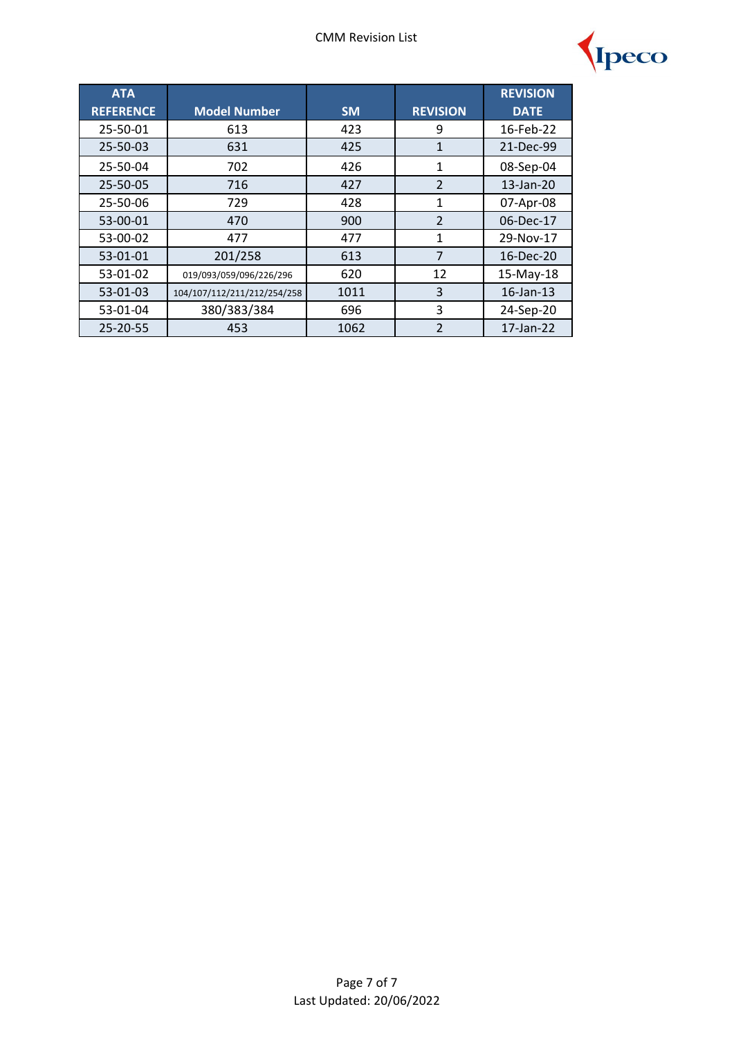| ATA REFERENCE | Model Number | SM | REVISION | REVISION DATE |
| --- | --- | --- | --- | --- |
| 25-50-01 | 613 | 423 | 9 | 16-Feb-22 |
| 25-50-03 | 631 | 425 | 1 | 21-Dec-99 |
| 25-50-04 | 702 | 426 | 1 | 08-Sep-04 |
| 25-50-05 | 716 | 427 | 2 | 13-Jan-20 |
| 25-50-06 | 729 | 428 | 1 | 07-Apr-08 |
| 53-00-01 | 470 | 900 | 2 | 06-Dec-17 |
| 53-00-02 | 477 | 477 | 1 | 29-Nov-17 |
| 53-01-01 | 201/258 | 613 | 7 | 16-Dec-20 |
| 53-01-02 | 019/093/059/096/226/296 | 620 | 12 | 15-May-18 |
| 53-01-03 | 104/107/112/211/212/254/258 | 1011 | 3 | 16-Jan-13 |
| 53-01-04 | 380/383/384 | 696 | 3 | 24-Sep-20 |
| 25-20-55 | 453 | 1062 | 2 | 17-Jan-22 |

Last Updated: 20/06/2022